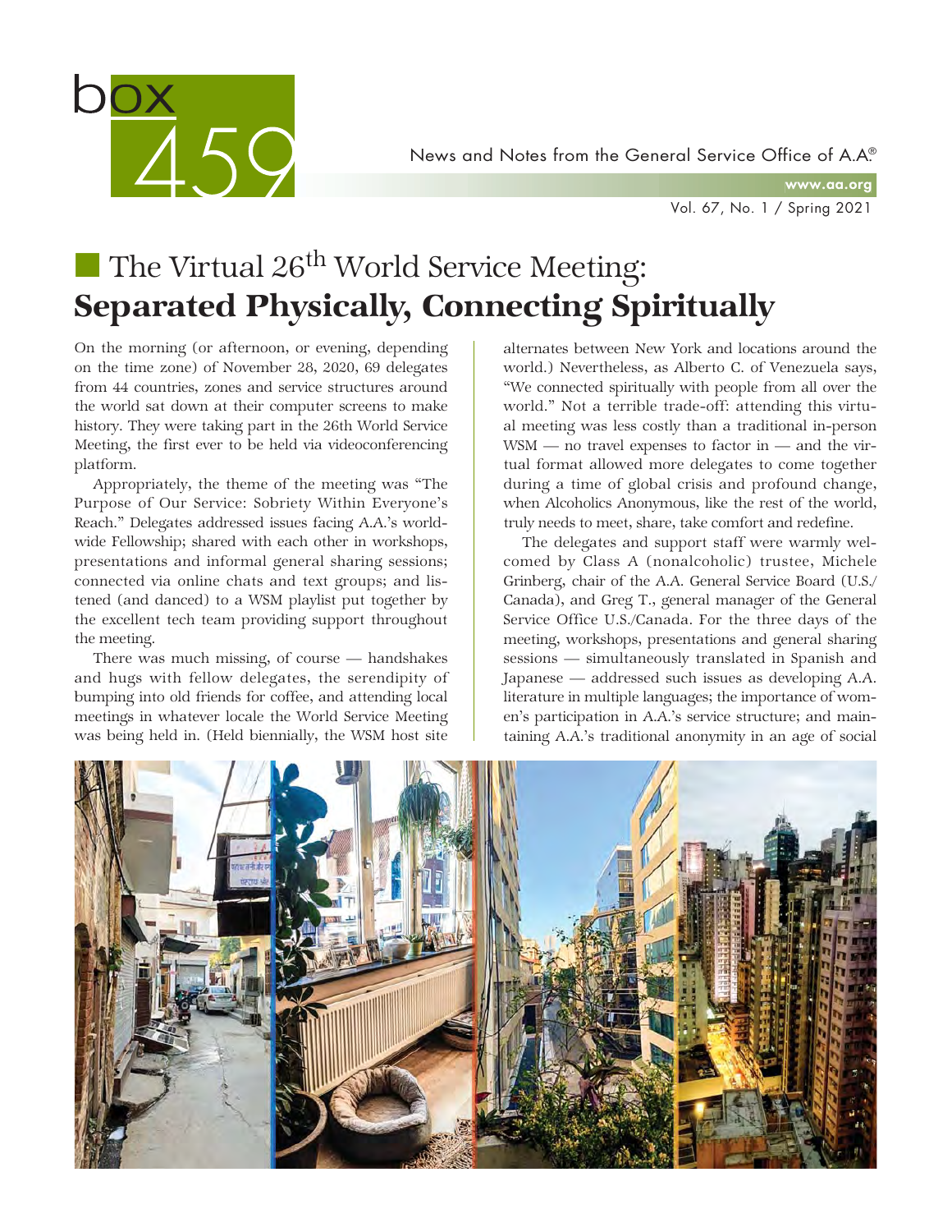# box 459

News and Notes from the General Service Office of A.A.®

www.aa.org

Vol. 67, No. 1 / Spring 2021

## The Virtual 26th World Service Meeting: **Separated Physically, Connecting Spiritually**

On the morning (or afternoon, or evening, depending on the time zone) of November 28, 2020, 69 delegates from 44 countries, zones and service structures around the world sat down at their computer screens to make history. They were taking part in the 26th World Service Meeting, the first ever to be held via videoconferencing platform.

Appropriately, the theme of the meeting was "The Purpose of Our Service: Sobriety Within Everyone's Reach." Delegates addressed issues facing A.A.'s worldwide Fellowship; shared with each other in workshops, presentations and informal general sharing sessions; connected via online chats and text groups; and listened (and danced) to a WSM playlist put together by the excellent tech team providing support throughout the meeting.

There was much missing, of course — handshakes and hugs with fellow delegates, the serendipity of bumping into old friends for coffee, and attending local meetings in whatever locale the World Service Meeting was being held in. (Held biennially, the WSM host site alternates between New York and locations around the world.) Nevertheless, as Alberto C. of Venezuela says, "We connected spiritually with people from all over the world." Not a terrible trade-off: attending this virtual meeting was less costly than a traditional in-person WSM — no travel expenses to factor in — and the virtual format allowed more delegates to come together during a time of global crisis and profound change, when Alcoholics Anonymous, like the rest of the world, truly needs to meet, share, take comfort and redefine.

The delegates and support staff were warmly welcomed by Class A (nonalcoholic) trustee, Michele Grinberg, chair of the A.A. General Service Board (U.S./Canada), and Greg T., general manager of the General Service Office U.S./Canada. For the three days of the meeting, workshops, presentations and general sharing sessions — simultaneously translated in Spanish and Japanese — addressed such issues as developing A.A. literature in multiple languages; the importance of women's participation in A.A.'s service structure; and maintaining A.A.'s traditional anonymity in an age of social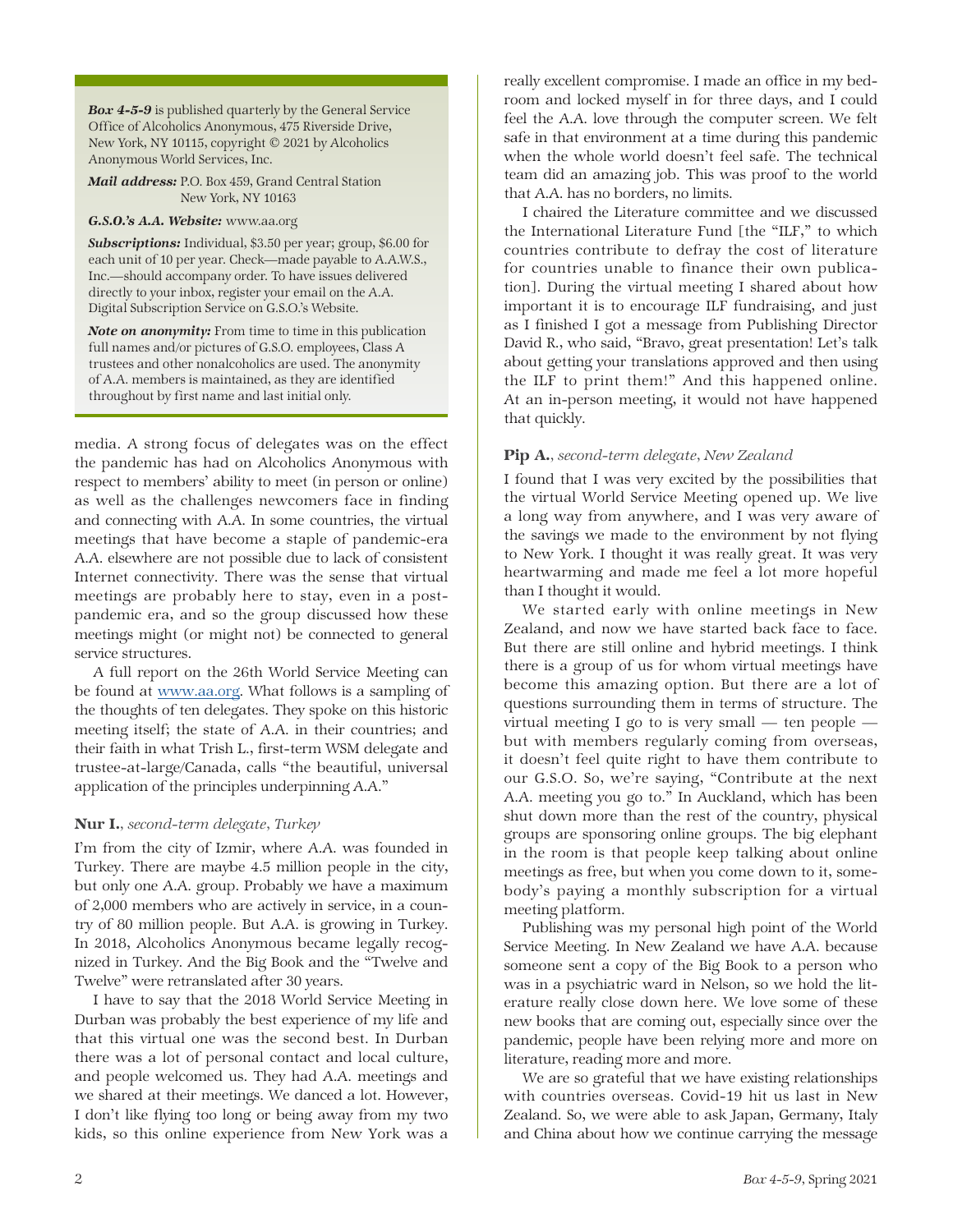***Box 4-5-9*** is published quarterly by the General Service Office of Alcoholics Anonymous, 475 Riverside Drive, New York, NY 10115, copyright © 2021 by Alcoholics Anonymous World Services, Inc.

***Mail address:*** P.O. Box 459, Grand Central Station New York, NY 10163

***G.S.O.'s A.A. Website:*** www.aa.org

***Subscriptions:*** Individual, $3.50 per year; group, $6.00 for each unit of 10 per year. Check—made payable to A.A.W.S., Inc.—should accompany order. To have issues delivered directly to your inbox, register your email on the A.A. Digital Subscription Service on G.S.O.'s Website.

***Note on anonymity:*** From time to time in this publication full names and/or pictures of G.S.O. employees, Class A trustees and other nonalcoholics are used. The anonymity of A.A. members is maintained, as they are identified throughout by first name and last initial only.

media. A strong focus of delegates was on the effect the pandemic has had on Alcoholics Anonymous with respect to members' ability to meet (in person or online) as well as the challenges newcomers face in finding and connecting with A.A. In some countries, the virtual meetings that have become a staple of pandemic-era A.A. elsewhere are not possible due to lack of consistent Internet connectivity. There was the sense that virtual meetings are probably here to stay, even in a post-pandemic era, and so the group discussed how these meetings might (or might not) be connected to general service structures.

A full report on the 26th World Service Meeting can be found at www.aa.org. What follows is a sampling of the thoughts of ten delegates. They spoke on this historic meeting itself; the state of A.A. in their countries; and their faith in what Trish L., first-term WSM delegate and trustee-at-large/Canada, calls "the beautiful, universal application of the principles underpinning A.A."

### Nur I., *second-term delegate, Turkey*

I'm from the city of Izmir, where A.A. was founded in Turkey. There are maybe 4.5 million people in the city, but only one A.A. group. Probably we have a maximum of 2,000 members who are actively in service, in a country of 80 million people. But A.A. is growing in Turkey. In 2018, Alcoholics Anonymous became legally recognized in Turkey. And the Big Book and the "Twelve and Twelve" were retranslated after 30 years.

I have to say that the 2018 World Service Meeting in Durban was probably the best experience of my life and that this virtual one was the second best. In Durban there was a lot of personal contact and local culture, and people welcomed us. They had A.A. meetings and we shared at their meetings. We danced a lot. However, I don't like flying too long or being away from my two kids, so this online experience from New York was a really excellent compromise. I made an office in my bedroom and locked myself in for three days, and I could feel the A.A. love through the computer screen. We felt safe in that environment at a time during this pandemic when the whole world doesn't feel safe. The technical team did an amazing job. This was proof to the world that A.A. has no borders, no limits.

I chaired the Literature committee and we discussed the International Literature Fund [the "ILF," to which countries contribute to defray the cost of literature for countries unable to finance their own publication]. During the virtual meeting I shared about how important it is to encourage ILF fundraising, and just as I finished I got a message from Publishing Director David R., who said, "Bravo, great presentation! Let's talk about getting your translations approved and then using the ILF to print them!" And this happened online. At an in-person meeting, it would not have happened that quickly.

### Pip A., *second-term delegate, New Zealand*

I found that I was very excited by the possibilities that the virtual World Service Meeting opened up. We live a long way from anywhere, and I was very aware of the savings we made to the environment by not flying to New York. I thought it was really great. It was very heartwarming and made me feel a lot more hopeful than I thought it would.

We started early with online meetings in New Zealand, and now we have started back face to face. But there are still online and hybrid meetings. I think there is a group of us for whom virtual meetings have become this amazing option. But there are a lot of questions surrounding them in terms of structure. The virtual meeting I go to is very small — ten people — but with members regularly coming from overseas, it doesn't feel quite right to have them contribute to our G.S.O. So, we're saying, "Contribute at the next A.A. meeting you go to." In Auckland, which has been shut down more than the rest of the country, physical groups are sponsoring online groups. The big elephant in the room is that people keep talking about online meetings as free, but when you come down to it, somebody's paying a monthly subscription for a virtual meeting platform.

Publishing was my personal high point of the World Service Meeting. In New Zealand we have A.A. because someone sent a copy of the Big Book to a person who was in a psychiatric ward in Nelson, so we hold the literature really close down here. We love some of these new books that are coming out, especially since over the pandemic, people have been relying more and more on literature, reading more and more.

We are so grateful that we have existing relationships with countries overseas. Covid-19 hit us last in New Zealand. So, we were able to ask Japan, Germany, Italy and China about how we continue carrying the message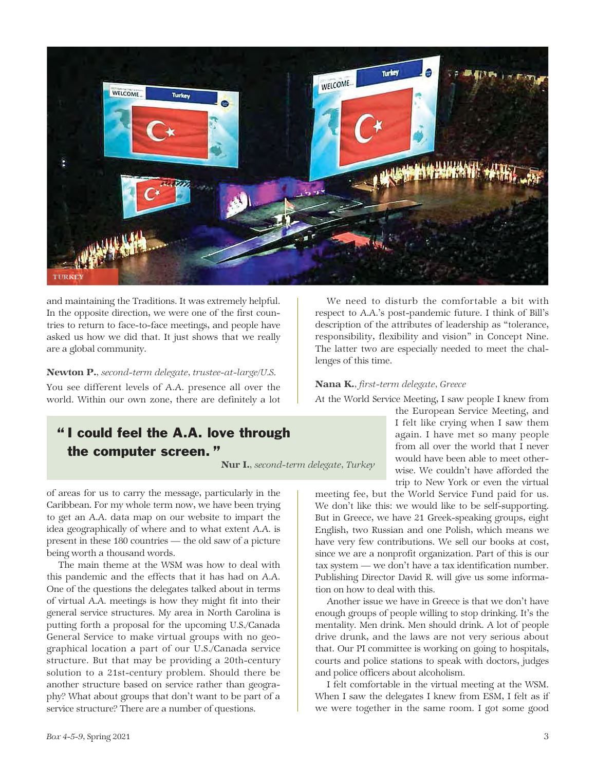TURKEY

and maintaining the Traditions. It was extremely helpful. In the opposite direction, we were one of the first countries to return to face-to-face meetings, and people have asked us how we did that. It just shows that we really are a global community.

**Newton P.**, *second-term delegate, trustee-at-large/U.S.*

You see different levels of A.A. presence all over the world. Within our own zone, there are definitely a lot of areas for us to carry the message, particularly in the Caribbean. For my whole term now, we have been trying to get an A.A. data map on our website to impart the idea geographically of where and to what extent A.A. is present in these 180 countries — the old saw of a picture being worth a thousand words.

The main theme at the WSM was how to deal with this pandemic and the effects that it has had on A.A. One of the questions the delegates talked about in terms of virtual A.A. meetings is how they might fit into their general service structures. My area in North Carolina is putting forth a proposal for the upcoming U.S./Canada General Service to make virtual groups with no geographical location a part of our U.S./Canada service structure. But that may be providing a 20th-century solution to a 21st-century problem. Should there be another structure based on service rather than geography? What about groups that don't want to be part of a service structure? There are a number of questions.

> **"I could feel the A.A. love through the computer screen."**
>
> **Nur I.**, *second-term delegate, Turkey*

We need to disturb the comfortable a bit with respect to A.A.'s post-pandemic future. I think of Bill's description of the attributes of leadership as "tolerance, responsibility, flexibility and vision" in Concept Nine. The latter two are especially needed to meet the challenges of this time.

**Nana K.**, *first-term delegate, Greece*

At the World Service Meeting, I saw people I knew from the European Service Meeting, and I felt like crying when I saw them again. I have met so many people from all over the world that I never would have been able to meet otherwise. We couldn't have afforded the trip to New York or even the virtual meeting fee, but the World Service Fund paid for us. We don't like this: we would like to be self-supporting. But in Greece, we have 21 Greek-speaking groups, eight English, two Russian and one Polish, which means we have very few contributions. We sell our books at cost, since we are a nonprofit organization. Part of this is our tax system — we don't have a tax identification number. Publishing Director David R. will give us some information on how to deal with this.

Another issue we have in Greece is that we don't have enough groups of people willing to stop drinking. It's the mentality. Men drink. Men should drink. A lot of people drive drunk, and the laws are not very serious about that. Our PI committee is working on going to hospitals, courts and police stations to speak with doctors, judges and police officers about alcoholism.

I felt comfortable in the virtual meeting at the WSM. When I saw the delegates I knew from ESM, I felt as if we were together in the same room. I got some good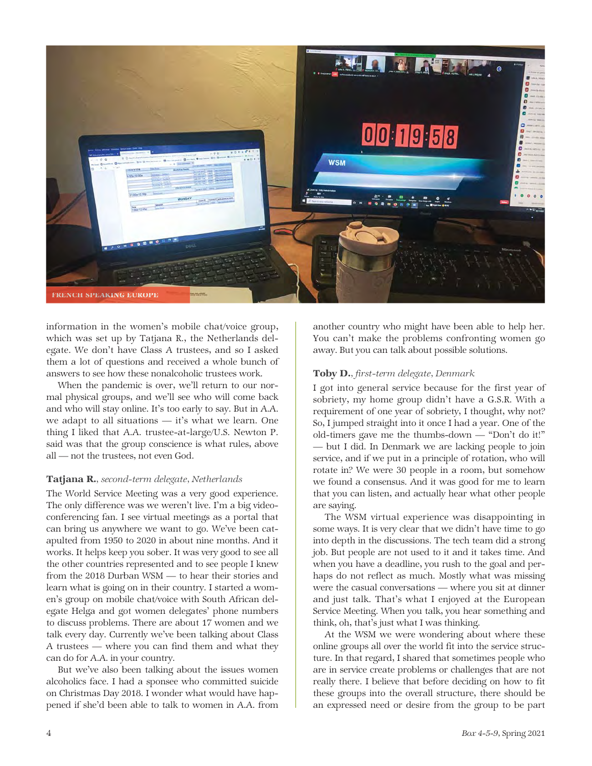FRENCH SPEAKING EUROPE

information in the women's mobile chat/voice group, which was set up by Tatjana R., the Netherlands delegate. We don't have Class A trustees, and so I asked them a lot of questions and received a whole bunch of answers to see how these nonalcoholic trustees work.

When the pandemic is over, we'll return to our normal physical groups, and we'll see who will come back and who will stay online. It's too early to say. But in A.A. we adapt to all situations — it's what we learn. One thing I liked that A.A. trustee-at-large/U.S. Newton P. said was that the group conscience is what rules, above all — not the trustees, not even God.

**Tatjana R.**, *second-term delegate, Netherlands*

The World Service Meeting was a very good experience. The only difference was we weren't live. I'm a big videoconferencing fan. I see virtual meetings as a portal that can bring us anywhere we want to go. We've been catapulted from 1950 to 2020 in about nine months. And it works. It helps keep you sober. It was very good to see all the other countries represented and to see people I knew from the 2018 Durban WSM — to hear their stories and learn what is going on in their country. I started a women's group on mobile chat/voice with South African delegate Helga and got women delegates' phone numbers to discuss problems. There are about 17 women and we talk every day. Currently we've been talking about Class A trustees — where you can find them and what they can do for A.A. in your country.

But we've also been talking about the issues women alcoholics face. I had a sponsee who committed suicide on Christmas Day 2018. I wonder what would have happened if she'd been able to talk to women in A.A. from another country who might have been able to help her. You can't make the problems confronting women go away. But you can talk about possible solutions.

**Toby D.**, *first-term delegate, Denmark*

I got into general service because for the first year of sobriety, my home group didn't have a G.S.R. With a requirement of one year of sobriety, I thought, why not? So, I jumped straight into it once I had a year. One of the old-timers gave me the thumbs-down — "Don't do it!" — but I did. In Denmark we are lacking people to join service, and if we put in a principle of rotation, who will rotate in? We were 30 people in a room, but somehow we found a consensus. And it was good for me to learn that you can listen, and actually hear what other people are saying.

The WSM virtual experience was disappointing in some ways. It is very clear that we didn't have time to go into depth in the discussions. The tech team did a strong job. But people are not used to it and it takes time. And when you have a deadline, you rush to the goal and perhaps do not reflect as much. Mostly what was missing were the casual conversations — where you sit at dinner and just talk. That's what I enjoyed at the European Service Meeting. When you talk, you hear something and think, oh, that's just what I was thinking.

At the WSM we were wondering about where these online groups all over the world fit into the service structure. In that regard, I shared that sometimes people who are in service create problems or challenges that are not really there. I believe that before deciding on how to fit these groups into the overall structure, there should be an expressed need or desire from the group to be part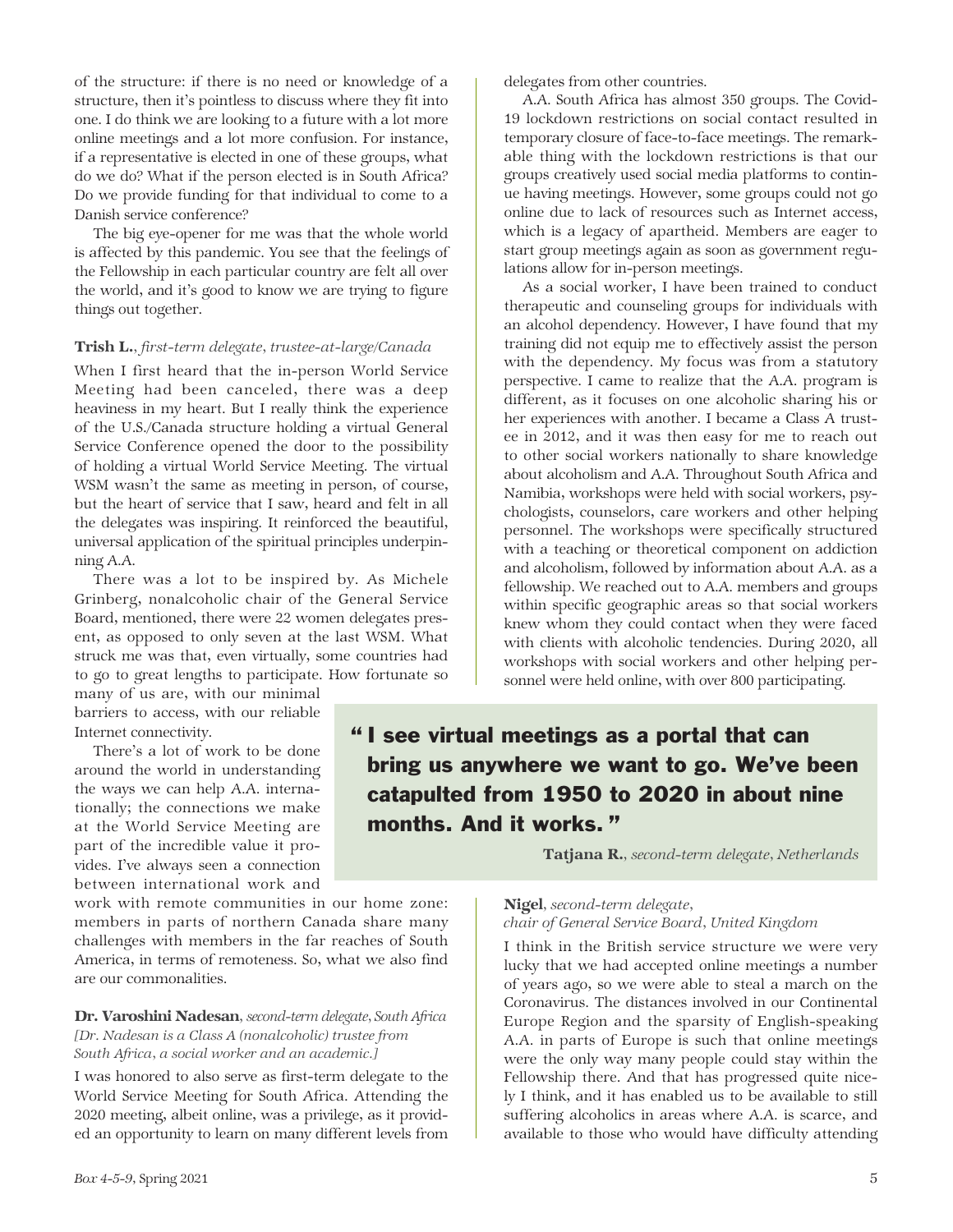of the structure: if there is no need or knowledge of a structure, then it's pointless to discuss where they fit into one. I do think we are looking to a future with a lot more online meetings and a lot more confusion. For instance, if a representative is elected in one of these groups, what do we do? What if the person elected is in South Africa? Do we provide funding for that individual to come to a Danish service conference?

The big eye-opener for me was that the whole world is affected by this pandemic. You see that the feelings of the Fellowship in each particular country are felt all over the world, and it's good to know we are trying to figure things out together.

**Trish L.**, *first-term delegate, trustee-at-large/Canada*

When I first heard that the in-person World Service Meeting had been canceled, there was a deep heaviness in my heart. But I really think the experience of the U.S./Canada structure holding a virtual General Service Conference opened the door to the possibility of holding a virtual World Service Meeting. The virtual WSM wasn't the same as meeting in person, of course, but the heart of service that I saw, heard and felt in all the delegates was inspiring. It reinforced the beautiful, universal application of the spiritual principles underpinning A.A.

There was a lot to be inspired by. As Michele Grinberg, nonalcoholic chair of the General Service Board, mentioned, there were 22 women delegates present, as opposed to only seven at the last WSM. What struck me was that, even virtually, some countries had to go to great lengths to participate. How fortunate so many of us are, with our minimal barriers to access, with our reliable Internet connectivity.

There's a lot of work to be done around the world in understanding the ways we can help A.A. internationally; the connections we make at the World Service Meeting are part of the incredible value it provides. I've always seen a connection between international work and work with remote communities in our home zone: members in parts of northern Canada share many challenges with members in the far reaches of South America, in terms of remoteness. So, what we also find are our commonalities.

**Dr. Varoshini Nadesan**, *second-term delegate, South Africa [Dr. Nadesan is a Class A (nonalcoholic) trustee from South Africa, a social worker and an academic.]*

I was honored to also serve as first-term delegate to the World Service Meeting for South Africa. Attending the 2020 meeting, albeit online, was a privilege, as it provided an opportunity to learn on many different levels from delegates from other countries.

A.A. South Africa has almost 350 groups. The Covid-19 lockdown restrictions on social contact resulted in temporary closure of face-to-face meetings. The remarkable thing with the lockdown restrictions is that our groups creatively used social media platforms to continue having meetings. However, some groups could not go online due to lack of resources such as Internet access, which is a legacy of apartheid. Members are eager to start group meetings again as soon as government regulations allow for in-person meetings.

As a social worker, I have been trained to conduct therapeutic and counseling groups for individuals with an alcohol dependency. However, I have found that my training did not equip me to effectively assist the person with the dependency. My focus was from a statutory perspective. I came to realize that the A.A. program is different, as it focuses on one alcoholic sharing his or her experiences with another. I became a Class A trustee in 2012, and it was then easy for me to reach out to other social workers nationally to share knowledge about alcoholism and A.A. Throughout South Africa and Namibia, workshops were held with social workers, psychologists, counselors, care workers and other helping personnel. The workshops were specifically structured with a teaching or theoretical component on addiction and alcoholism, followed by information about A.A. as a fellowship. We reached out to A.A. members and groups within specific geographic areas so that social workers knew whom they could contact when they were faced with clients with alcoholic tendencies. During 2020, all workshops with social workers and other helping personnel were held online, with over 800 participating.

> **"I see virtual meetings as a portal that can bring us anywhere we want to go. We've been catapulted from 1950 to 2020 in about nine months. And it works."**
>
> **Tatjana R.**, *second-term delegate, Netherlands*

**Nigel**, *second-term delegate, chair of General Service Board, United Kingdom*

I think in the British service structure we were very lucky that we had accepted online meetings a number of years ago, so we were able to steal a march on the Coronavirus. The distances involved in our Continental Europe Region and the sparsity of English-speaking A.A. in parts of Europe is such that online meetings were the only way many people could stay within the Fellowship there. And that has progressed quite nicely I think, and it has enabled us to be available to still suffering alcoholics in areas where A.A. is scarce, and available to those who would have difficulty attending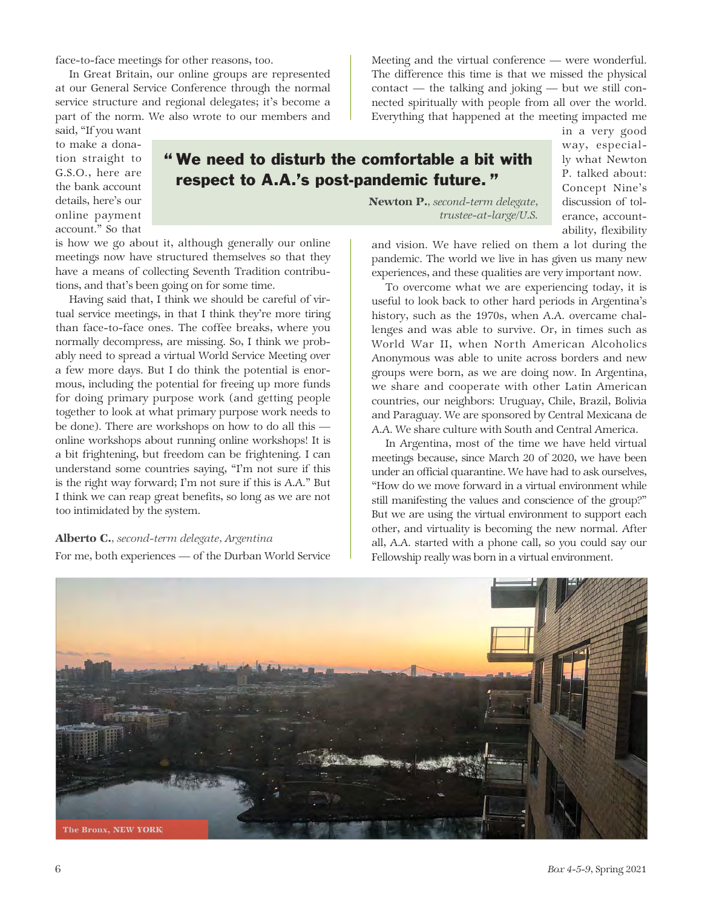face-to-face meetings for other reasons, too.

In Great Britain, our online groups are represented at our General Service Conference through the normal service structure and regional delegates; it's become a part of the norm. We also wrote to our members and said, "If you want to make a donation straight to G.S.O., here are the bank account details, here's our online payment account." So that is how we go about it, although generally our online meetings now have structured themselves so that they have a means of collecting Seventh Tradition contributions, and that's been going on for some time.

Having said that, I think we should be careful of virtual service meetings, in that I think they're more tiring than face-to-face ones. The coffee breaks, where you normally decompress, are missing. So, I think we probably need to spread a virtual World Service Meeting over a few more days. But I do think the potential is enormous, including the potential for freeing up more funds for doing primary purpose work (and getting people together to look at what primary purpose work needs to be done). There are workshops on how to do all this — online workshops about running online workshops! It is a bit frightening, but freedom can be frightening. I can understand some countries saying, "I'm not sure if this is the right way forward; I'm not sure if this is A.A." But I think we can reap great benefits, so long as we are not too intimidated by the system.

> **"We need to disturb the comfortable a bit with respect to A.A.'s post-pandemic future."**
>
> **Newton P.**, *second-term delegate, trustee-at-large/U.S.*

**Alberto C.**, *second-term delegate, Argentina*

For me, both experiences — of the Durban World Service Meeting and the virtual conference — were wonderful. The difference this time is that we missed the physical contact — the talking and joking — but we still connected spiritually with people from all over the world. Everything that happened at the meeting impacted me in a very good way, especially what Newton P. talked about: Concept Nine's discussion of tolerance, accountability, flexibility and vision. We have relied on them a lot during the pandemic. The world we live in has given us many new experiences, and these qualities are very important now.

To overcome what we are experiencing today, it is useful to look back to other hard periods in Argentina's history, such as the 1970s, when A.A. overcame challenges and was able to survive. Or, in times such as World War II, when North American Alcoholics Anonymous was able to unite across borders and new groups were born, as we are doing now. In Argentina, we share and cooperate with other Latin American countries, our neighbors: Uruguay, Chile, Brazil, Bolivia and Paraguay. We are sponsored by Central Mexicana de A.A. We share culture with South and Central America.

In Argentina, most of the time we have held virtual meetings because, since March 20 of 2020, we have been under an official quarantine. We have had to ask ourselves, "How do we move forward in a virtual environment while still manifesting the values and conscience of the group?" But we are using the virtual environment to support each other, and virtuality is becoming the new normal. After all, A.A. started with a phone call, so you could say our Fellowship really was born in a virtual environment.

The Bronx, NEW YORK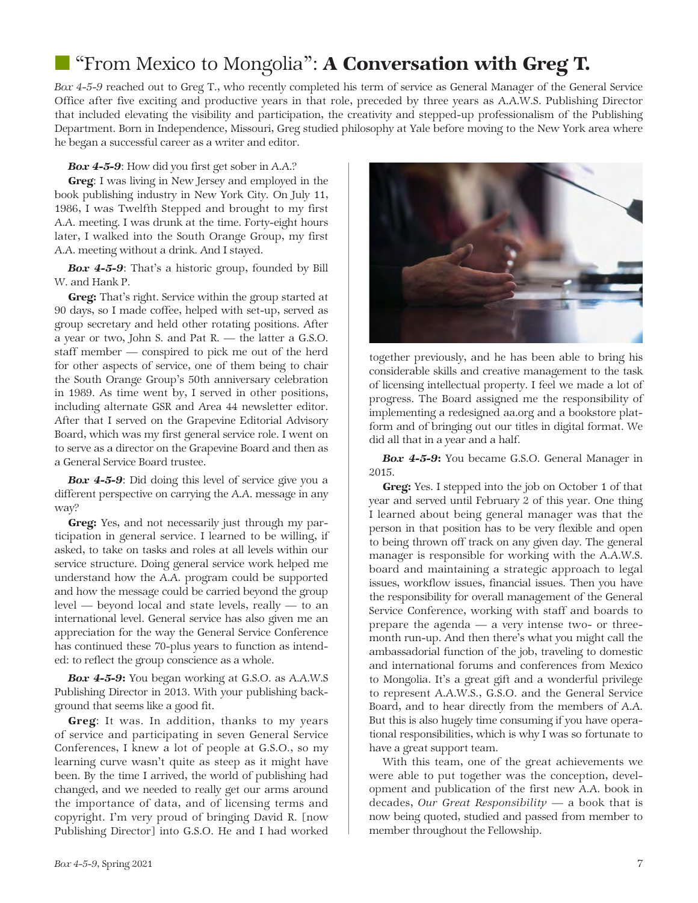## "From Mexico to Mongolia": **A Conversation with Greg T.**

*Box 4-5-9* reached out to Greg T., who recently completed his term of service as General Manager of the General Service Office after five exciting and productive years in that role, preceded by three years as A.A.W.S. Publishing Director that included elevating the visibility and participation, the creativity and stepped-up professionalism of the Publishing Department. Born in Independence, Missouri, Greg studied philosophy at Yale before moving to the New York area where he began a successful career as a writer and editor.

***Box 4-5-9***: How did you first get sober in A.A.?

**Greg**: I was living in New Jersey and employed in the book publishing industry in New York City. On July 11, 1986, I was Twelfth Stepped and brought to my first A.A. meeting. I was drunk at the time. Forty-eight hours later, I walked into the South Orange Group, my first A.A. meeting without a drink. And I stayed.

***Box 4-5-9***: That's a historic group, founded by Bill W. and Hank P.

**Greg:** That's right. Service within the group started at 90 days, so I made coffee, helped with set-up, served as group secretary and held other rotating positions. After a year or two, John S. and Pat R. — the latter a G.S.O. staff member — conspired to pick me out of the herd for other aspects of service, one of them being to chair the South Orange Group's 50th anniversary celebration in 1989. As time went by, I served in other positions, including alternate GSR and Area 44 newsletter editor. After that I served on the Grapevine Editorial Advisory Board, which was my first general service role. I went on to serve as a director on the Grapevine Board and then as a General Service Board trustee.

***Box 4-5-9***: Did doing this level of service give you a different perspective on carrying the A.A. message in any way?

**Greg:** Yes, and not necessarily just through my participation in general service. I learned to be willing, if asked, to take on tasks and roles at all levels within our service structure. Doing general service work helped me understand how the A.A. program could be supported and how the message could be carried beyond the group level — beyond local and state levels, really — to an international level. General service has also given me an appreciation for the way the General Service Conference has continued these 70-plus years to function as intended: to reflect the group conscience as a whole.

***Box 4-5-9*:** You began working at G.S.O. as A.A.W.S Publishing Director in 2013. With your publishing background that seems like a good fit.

**Greg**: It was. In addition, thanks to my years of service and participating in seven General Service Conferences, I knew a lot of people at G.S.O., so my learning curve wasn't quite as steep as it might have been. By the time I arrived, the world of publishing had changed, and we needed to really get our arms around the importance of data, and of licensing terms and copyright. I'm very proud of bringing David R. [now Publishing Director] into G.S.O. He and I had worked together previously, and he has been able to bring his considerable skills and creative management to the task of licensing intellectual property. I feel we made a lot of progress. The Board assigned me the responsibility of implementing a redesigned aa.org and a bookstore platform and of bringing out our titles in digital format. We did all that in a year and a half.

***Box 4-5-9*:** You became G.S.O. General Manager in 2015.

**Greg:** Yes. I stepped into the job on October 1 of that year and served until February 2 of this year. One thing I learned about being general manager was that the person in that position has to be very flexible and open to being thrown off track on any given day. The general manager is responsible for working with the A.A.W.S. board and maintaining a strategic approach to legal issues, workflow issues, financial issues. Then you have the responsibility for overall management of the General Service Conference, working with staff and boards to prepare the agenda — a very intense two- or three-month run-up. And then there's what you might call the ambassadorial function of the job, traveling to domestic and international forums and conferences from Mexico to Mongolia. It's a great gift and a wonderful privilege to represent A.A.W.S., G.S.O. and the General Service Board, and to hear directly from the members of A.A. But this is also hugely time consuming if you have operational responsibilities, which is why I was so fortunate to have a great support team.

With this team, one of the great achievements we were able to put together was the conception, development and publication of the first new A.A. book in decades, *Our Great Responsibility* — a book that is now being quoted, studied and passed from member to member throughout the Fellowship.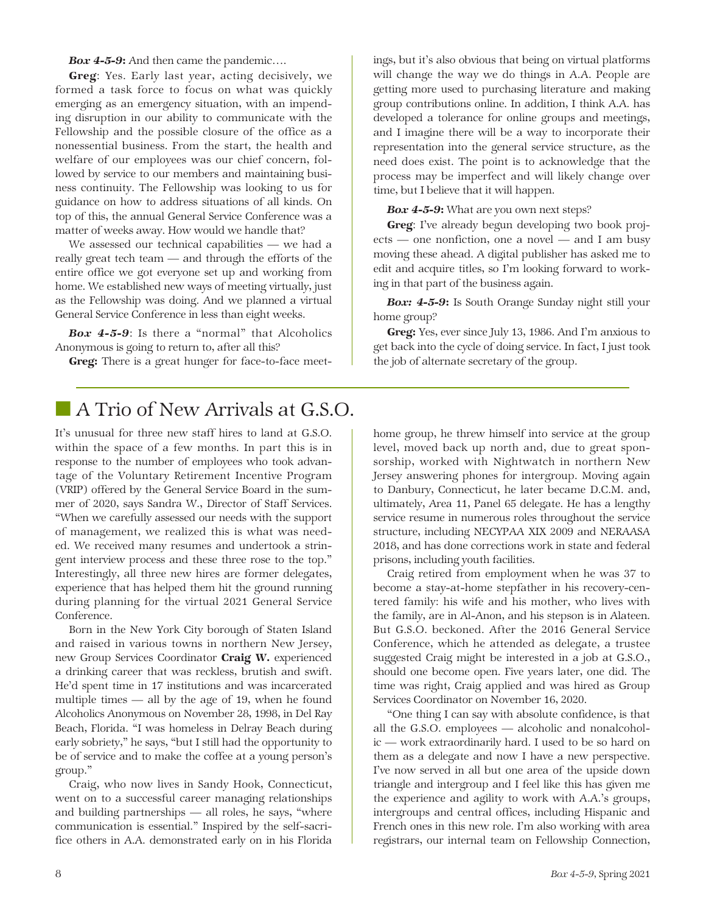***Box 4-5-9*:** And then came the pandemic….

**Greg**: Yes. Early last year, acting decisively, we formed a task force to focus on what was quickly emerging as an emergency situation, with an impending disruption in our ability to communicate with the Fellowship and the possible closure of the office as a nonessential business. From the start, the health and welfare of our employees was our chief concern, followed by service to our members and maintaining business continuity. The Fellowship was looking to us for guidance on how to address situations of all kinds. On top of this, the annual General Service Conference was a matter of weeks away. How would we handle that?

We assessed our technical capabilities — we had a really great tech team — and through the efforts of the entire office we got everyone set up and working from home. We established new ways of meeting virtually, just as the Fellowship was doing. And we planned a virtual General Service Conference in less than eight weeks.

***Box 4-5-9***: Is there a "normal" that Alcoholics Anonymous is going to return to, after all this?

**Greg:** There is a great hunger for face-to-face meetings, but it's also obvious that being on virtual platforms will change the way we do things in A.A. People are getting more used to purchasing literature and making group contributions online. In addition, I think A.A. has developed a tolerance for online groups and meetings, and I imagine there will be a way to incorporate their representation into the general service structure, as the need does exist. The point is to acknowledge that the process may be imperfect and will likely change over time, but I believe that it will happen.

***Box 4-5-9*:** What are you own next steps?

**Greg**: I've already begun developing two book projects — one nonfiction, one a novel — and I am busy moving these ahead. A digital publisher has asked me to edit and acquire titles, so I'm looking forward to working in that part of the business again.

***Box: 4-5-9*:** Is South Orange Sunday night still your home group?

**Greg:** Yes, ever since July 13, 1986. And I'm anxious to get back into the cycle of doing service. In fact, I just took the job of alternate secretary of the group.

## A Trio of New Arrivals at G.S.O.

It's unusual for three new staff hires to land at G.S.O. within the space of a few months. In part this is in response to the number of employees who took advantage of the Voluntary Retirement Incentive Program (VRIP) offered by the General Service Board in the summer of 2020, says Sandra W., Director of Staff Services. "When we carefully assessed our needs with the support of management, we realized this is what was needed. We received many resumes and undertook a stringent interview process and these three rose to the top." Interestingly, all three new hires are former delegates, experience that has helped them hit the ground running during planning for the virtual 2021 General Service Conference.

Born in the New York City borough of Staten Island and raised in various towns in northern New Jersey, new Group Services Coordinator **Craig W.** experienced a drinking career that was reckless, brutish and swift. He'd spent time in 17 institutions and was incarcerated multiple times — all by the age of 19, when he found Alcoholics Anonymous on November 28, 1998, in Del Ray Beach, Florida. "I was homeless in Delray Beach during early sobriety," he says, "but I still had the opportunity to be of service and to make the coffee at a young person's group."

Craig, who now lives in Sandy Hook, Connecticut, went on to a successful career managing relationships and building partnerships — all roles, he says, "where communication is essential." Inspired by the self-sacrifice others in A.A. demonstrated early on in his Florida home group, he threw himself into service at the group level, moved back up north and, due to great sponsorship, worked with Nightwatch in northern New Jersey answering phones for intergroup. Moving again to Danbury, Connecticut, he later became D.C.M. and, ultimately, Area 11, Panel 65 delegate. He has a lengthy service resume in numerous roles throughout the service structure, including NECYPAA XIX 2009 and NERAASA 2018, and has done corrections work in state and federal prisons, including youth facilities.

Craig retired from employment when he was 37 to become a stay-at-home stepfather in his recovery-centered family: his wife and his mother, who lives with the family, are in Al-Anon, and his stepson is in Alateen. But G.S.O. beckoned. After the 2016 General Service Conference, which he attended as delegate, a trustee suggested Craig might be interested in a job at G.S.O., should one become open. Five years later, one did. The time was right, Craig applied and was hired as Group Services Coordinator on November 16, 2020.

"One thing I can say with absolute confidence, is that all the G.S.O. employees — alcoholic and nonalcoholic — work extraordinarily hard. I used to be so hard on them as a delegate and now I have a new perspective. I've now served in all but one area of the upside down triangle and intergroup and I feel like this has given me the experience and agility to work with A.A.'s groups, intergroups and central offices, including Hispanic and French ones in this new role. I'm also working with area registrars, our internal team on Fellowship Connection,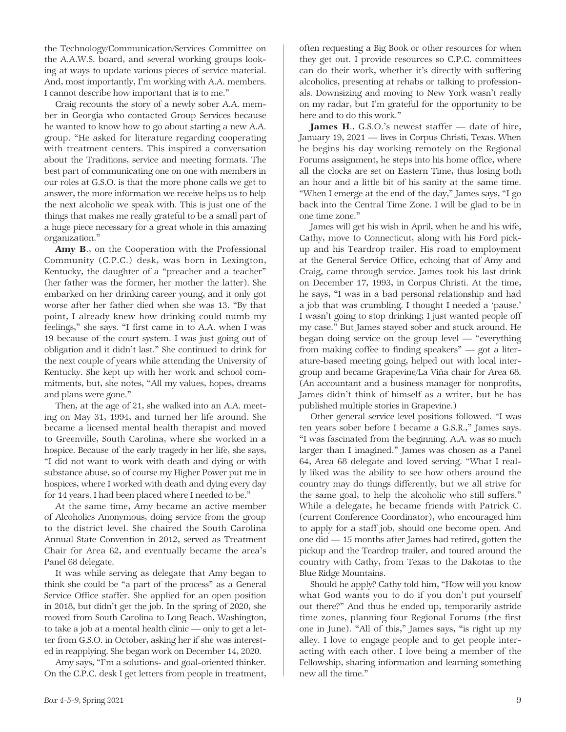the Technology/Communication/Services Committee on the A.A.W.S. board, and several working groups looking at ways to update various pieces of service material. And, most importantly, I'm working with A.A. members. I cannot describe how important that is to me."

Craig recounts the story of a newly sober A.A. member in Georgia who contacted Group Services because he wanted to know how to go about starting a new A.A. group. "He asked for literature regarding cooperating with treatment centers. This inspired a conversation about the Traditions, service and meeting formats. The best part of communicating one on one with members in our roles at G.S.O. is that the more phone calls we get to answer, the more information we receive helps us to help the next alcoholic we speak with. This is just one of the things that makes me really grateful to be a small part of a huge piece necessary for a great whole in this amazing organization."

**Amy B**., on the Cooperation with the Professional Community (C.P.C.) desk, was born in Lexington, Kentucky, the daughter of a "preacher and a teacher" (her father was the former, her mother the latter). She embarked on her drinking career young, and it only got worse after her father died when she was 13. "By that point, I already knew how drinking could numb my feelings," she says. "I first came in to A.A. when I was 19 because of the court system. I was just going out of obligation and it didn't last." She continued to drink for the next couple of years while attending the University of Kentucky. She kept up with her work and school commitments, but, she notes, "All my values, hopes, dreams and plans were gone."

Then, at the age of 21, she walked into an A.A. meeting on May 31, 1994, and turned her life around. She became a licensed mental health therapist and moved to Greenville, South Carolina, where she worked in a hospice. Because of the early tragedy in her life, she says, "I did not want to work with death and dying or with substance abuse, so of course my Higher Power put me in hospices, where I worked with death and dying every day for 14 years. I had been placed where I needed to be."

At the same time, Amy became an active member of Alcoholics Anonymous, doing service from the group to the district level. She chaired the South Carolina Annual State Convention in 2012, served as Treatment Chair for Area 62, and eventually became the area's Panel 68 delegate.

It was while serving as delegate that Amy began to think she could be "a part of the process" as a General Service Office staffer. She applied for an open position in 2018, but didn't get the job. In the spring of 2020, she moved from South Carolina to Long Beach, Washington, to take a job at a mental health clinic — only to get a letter from G.S.O. in October, asking her if she was interested in reapplying. She began work on December 14, 2020.

Amy says, "I'm a solutions- and goal-oriented thinker. On the C.P.C. desk I get letters from people in treatment, often requesting a Big Book or other resources for when they get out. I provide resources so C.P.C. committees can do their work, whether it's directly with suffering alcoholics, presenting at rehabs or talking to professionals. Downsizing and moving to New York wasn't really on my radar, but I'm grateful for the opportunity to be here and to do this work."

**James H**., G.S.O.'s newest staffer — date of hire, January 19, 2021 — lives in Corpus Christi, Texas. When he begins his day working remotely on the Regional Forums assignment, he steps into his home office, where all the clocks are set on Eastern Time, thus losing both an hour and a little bit of his sanity at the same time. "When I emerge at the end of the day," James says, "I go back into the Central Time Zone. I will be glad to be in one time zone."

James will get his wish in April, when he and his wife, Cathy, move to Connecticut, along with his Ford pickup and his Teardrop trailer. His road to employment at the General Service Office, echoing that of Amy and Craig, came through service. James took his last drink on December 17, 1993, in Corpus Christi. At the time, he says, "I was in a bad personal relationship and had a job that was crumbling. I thought I needed a 'pause.' I wasn't going to stop drinking; I just wanted people off my case." But James stayed sober and stuck around. He began doing service on the group level — "everything from making coffee to finding speakers" — got a literature-based meeting going, helped out with local intergroup and became Grapevine/La Viña chair for Area 68. (An accountant and a business manager for nonprofits, James didn't think of himself as a writer, but he has published multiple stories in Grapevine.)

Other general service level positions followed. "I was ten years sober before I became a G.S.R.," James says. "I was fascinated from the beginning. A.A. was so much larger than I imagined." James was chosen as a Panel 64, Area 68 delegate and loved serving. "What I really liked was the ability to see how others around the country may do things differently, but we all strive for the same goal, to help the alcoholic who still suffers." While a delegate, he became friends with Patrick C. (current Conference Coordinator), who encouraged him to apply for a staff job, should one become open. And one did — 15 months after James had retired, gotten the pickup and the Teardrop trailer, and toured around the country with Cathy, from Texas to the Dakotas to the Blue Ridge Mountains.

Should he apply? Cathy told him, "How will you know what God wants you to do if you don't put yourself out there?" And thus he ended up, temporarily astride time zones, planning four Regional Forums (the first one in June). "All of this," James says, "is right up my alley. I love to engage people and to get people interacting with each other. I love being a member of the Fellowship, sharing information and learning something new all the time."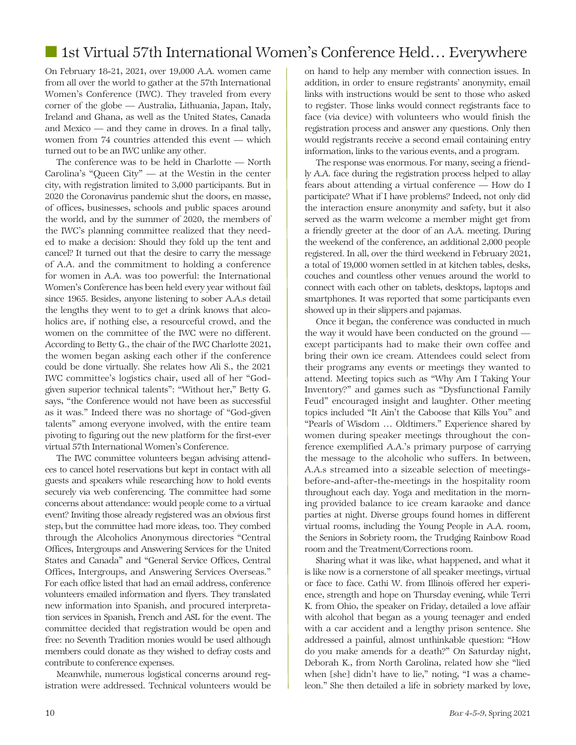## 1st Virtual 57th International Women's Conference Held… Everywhere

On February 18-21, 2021, over 19,000 A.A. women came from all over the world to gather at the 57th International Women's Conference (IWC). They traveled from every corner of the globe — Australia, Lithuania, Japan, Italy, Ireland and Ghana, as well as the United States, Canada and Mexico — and they came in droves. In a final tally, women from 74 countries attended this event — which turned out to be an IWC unlike any other.

The conference was to be held in Charlotte — North Carolina's "Queen City" — at the Westin in the center city, with registration limited to 3,000 participants. But in 2020 the Coronavirus pandemic shut the doors, en masse, of offices, businesses, schools and public spaces around the world, and by the summer of 2020, the members of the IWC's planning committee realized that they needed to make a decision: Should they fold up the tent and cancel? It turned out that the desire to carry the message of A.A. and the commitment to holding a conference for women in A.A. was too powerful: the International Women's Conference has been held every year without fail since 1965. Besides, anyone listening to sober A.A.s detail the lengths they went to to get a drink knows that alcoholics are, if nothing else, a resourceful crowd, and the women on the committee of the IWC were no different. According to Betty G., the chair of the IWC Charlotte 2021, the women began asking each other if the conference could be done virtually. She relates how Ali S., the 2021 IWC committee's logistics chair, used all of her "God-given superior technical talents": "Without her," Betty G. says, "the Conference would not have been as successful as it was." Indeed there was no shortage of "God-given talents" among everyone involved, with the entire team pivoting to figuring out the new platform for the first-ever virtual 57th International Women's Conference.

The IWC committee volunteers began advising attendees to cancel hotel reservations but kept in contact with all guests and speakers while researching how to hold events securely via web conferencing. The committee had some concerns about attendance: would people come to a virtual event? Inviting those already registered was an obvious first step, but the committee had more ideas, too. They combed through the Alcoholics Anonymous directories "Central Offices, Intergroups and Answering Services for the United States and Canada" and "General Service Offices, Central Offices, Intergroups, and Answering Services Overseas." For each office listed that had an email address, conference volunteers emailed information and flyers. They translated new information into Spanish, and procured interpretation services in Spanish, French and ASL for the event. The committee decided that registration would be open and free: no Seventh Tradition monies would be used although members could donate as they wished to defray costs and contribute to conference expenses.

Meanwhile, numerous logistical concerns around registration were addressed. Technical volunteers would be on hand to help any member with connection issues. In addition, in order to ensure registrants' anonymity, email links with instructions would be sent to those who asked to register. Those links would connect registrants face to face (via device) with volunteers who would finish the registration process and answer any questions. Only then would registrants receive a second email containing entry information, links to the various events, and a program.

The response was enormous. For many, seeing a friendly A.A. face during the registration process helped to allay fears about attending a virtual conference — How do I participate? What if I have problems? Indeed, not only did the interaction ensure anonymity and safety, but it also served as the warm welcome a member might get from a friendly greeter at the door of an A.A. meeting. During the weekend of the conference, an additional 2,000 people registered. In all, over the third weekend in February 2021, a total of 19,000 women settled in at kitchen tables, desks, couches and countless other venues around the world to connect with each other on tablets, desktops, laptops and smartphones. It was reported that some participants even showed up in their slippers and pajamas.

Once it began, the conference was conducted in much the way it would have been conducted on the ground — except participants had to make their own coffee and bring their own ice cream. Attendees could select from their programs any events or meetings they wanted to attend. Meeting topics such as "Why Am I Taking Your Inventory?" and games such as "Dysfunctional Family Feud" encouraged insight and laughter. Other meeting topics included "It Ain't the Caboose that Kills You" and "Pearls of Wisdom … Oldtimers." Experience shared by women during speaker meetings throughout the conference exemplified A.A.'s primary purpose of carrying the message to the alcoholic who suffers. In between, A.A.s streamed into a sizeable selection of meetings-before-and-after-the-meetings in the hospitality room throughout each day. Yoga and meditation in the morning provided balance to ice cream karaoke and dance parties at night. Diverse groups found homes in different virtual rooms, including the Young People in A.A. room, the Seniors in Sobriety room, the Trudging Rainbow Road room and the Treatment/Corrections room.

Sharing what it was like, what happened, and what it is like now is a cornerstone of all speaker meetings, virtual or face to face. Cathi W. from Illinois offered her experience, strength and hope on Thursday evening, while Terri K. from Ohio, the speaker on Friday, detailed a love affair with alcohol that began as a young teenager and ended with a car accident and a lengthy prison sentence. She addressed a painful, almost unthinkable question: "How do you make amends for a death?" On Saturday night, Deborah K., from North Carolina, related how she "lied when [she] didn't have to lie," noting, "I was a chameleon." She then detailed a life in sobriety marked by love,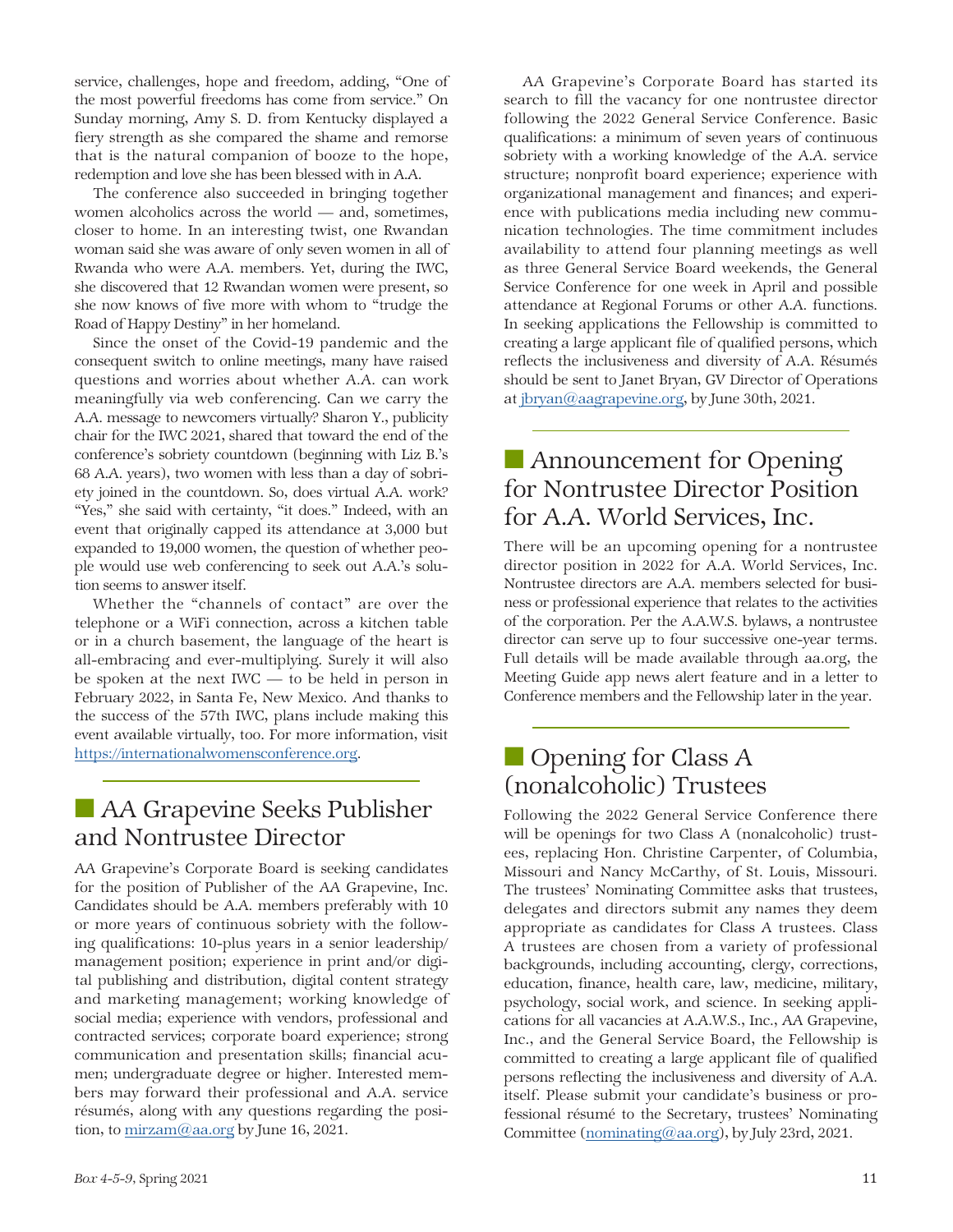service, challenges, hope and freedom, adding, "One of the most powerful freedoms has come from service." On Sunday morning, Amy S. D. from Kentucky displayed a fiery strength as she compared the shame and remorse that is the natural companion of booze to the hope, redemption and love she has been blessed with in A.A.

The conference also succeeded in bringing together women alcoholics across the world — and, sometimes, closer to home. In an interesting twist, one Rwandan woman said she was aware of only seven women in all of Rwanda who were A.A. members. Yet, during the IWC, she discovered that 12 Rwandan women were present, so she now knows of five more with whom to "trudge the Road of Happy Destiny" in her homeland.

Since the onset of the Covid-19 pandemic and the consequent switch to online meetings, many have raised questions and worries about whether A.A. can work meaningfully via web conferencing. Can we carry the A.A. message to newcomers virtually? Sharon Y., publicity chair for the IWC 2021, shared that toward the end of the conference's sobriety countdown (beginning with Liz B.'s 68 A.A. years), two women with less than a day of sobriety joined in the countdown. So, does virtual A.A. work? "Yes," she said with certainty, "it does." Indeed, with an event that originally capped its attendance at 3,000 but expanded to 19,000 women, the question of whether people would use web conferencing to seek out A.A.'s solution seems to answer itself.

Whether the "channels of contact" are over the telephone or a WiFi connection, across a kitchen table or in a church basement, the language of the heart is all-embracing and ever-multiplying. Surely it will also be spoken at the next IWC — to be held in person in February 2022, in Santa Fe, New Mexico. And thanks to the success of the 57th IWC, plans include making this event available virtually, too. For more information, visit https://internationalwomensconference.org.

## AA Grapevine Seeks Publisher and Nontrustee Director

AA Grapevine's Corporate Board is seeking candidates for the position of Publisher of the AA Grapevine, Inc. Candidates should be A.A. members preferably with 10 or more years of continuous sobriety with the following qualifications: 10-plus years in a senior leadership/management position; experience in print and/or digital publishing and distribution, digital content strategy and marketing management; working knowledge of social media; experience with vendors, professional and contracted services; corporate board experience; strong communication and presentation skills; financial acumen; undergraduate degree or higher. Interested members may forward their professional and A.A. service résumés, along with any questions regarding the position, to mirzam@aa.org by June 16, 2021.

AA Grapevine's Corporate Board has started its search to fill the vacancy for one nontrustee director following the 2022 General Service Conference. Basic qualifications: a minimum of seven years of continuous sobriety with a working knowledge of the A.A. service structure; nonprofit board experience; experience with organizational management and finances; and experience with publications media including new communication technologies. The time commitment includes availability to attend four planning meetings as well as three General Service Board weekends, the General Service Conference for one week in April and possible attendance at Regional Forums or other A.A. functions. In seeking applications the Fellowship is committed to creating a large applicant file of qualified persons, which reflects the inclusiveness and diversity of A.A. Résumés should be sent to Janet Bryan, GV Director of Operations at jbryan@aagrapevine.org, by June 30th, 2021.

## Announcement for Opening for Nontrustee Director Position for A.A. World Services, Inc.

There will be an upcoming opening for a nontrustee director position in 2022 for A.A. World Services, Inc. Nontrustee directors are A.A. members selected for business or professional experience that relates to the activities of the corporation. Per the A.A.W.S. bylaws, a nontrustee director can serve up to four successive one-year terms. Full details will be made available through aa.org, the Meeting Guide app news alert feature and in a letter to Conference members and the Fellowship later in the year.

## Opening for Class A (nonalcoholic) Trustees

Following the 2022 General Service Conference there will be openings for two Class A (nonalcoholic) trustees, replacing Hon. Christine Carpenter, of Columbia, Missouri and Nancy McCarthy, of St. Louis, Missouri. The trustees' Nominating Committee asks that trustees, delegates and directors submit any names they deem appropriate as candidates for Class A trustees. Class A trustees are chosen from a variety of professional backgrounds, including accounting, clergy, corrections, education, finance, health care, law, medicine, military, psychology, social work, and science. In seeking applications for all vacancies at A.A.W.S., Inc., AA Grapevine, Inc., and the General Service Board, the Fellowship is committed to creating a large applicant file of qualified persons reflecting the inclusiveness and diversity of A.A. itself. Please submit your candidate's business or professional résumé to the Secretary, trustees' Nominating Committee (nominating@aa.org), by July 23rd, 2021.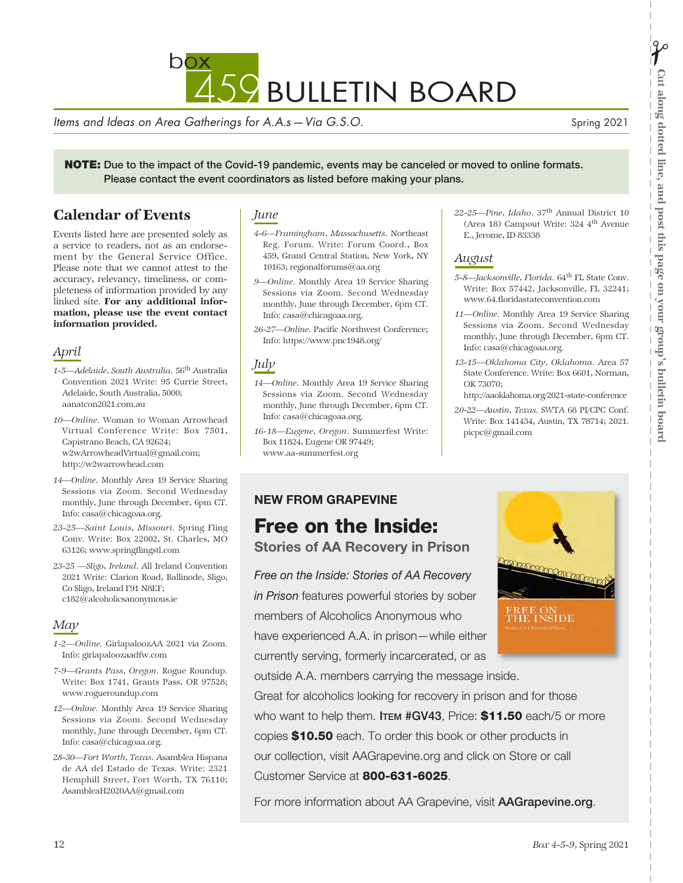# box 459 BULLETIN BOARD

*Items and Ideas on Area Gatherings for A.A.s — Via G.S.O.*

Spring 2021

**NOTE:** Due to the impact of the Covid-19 pandemic, events may be canceled or moved to online formats. Please contact the event coordinators as listed before making your plans.

## Calendar of Events

Events listed here are presented solely as a service to readers, not as an endorsement by the General Service Office. Please note that we cannot attest to the accuracy, relevancy, timeliness, or completeness of information provided by any linked site. **For any additional information, please use the event contact information provided.**

### *April*

*1-5—Adelaide, South Australia.* 56th Australia Convention 2021 Write: 95 Currie Street, Adelaide, South Australia, 5000; aanatcon2021.com.au

*10—Online.* Woman to Woman Arrowhead Virtual Conference Write: Box 7501, Capistrano Beach, CA 92624; w2wArrowheadVirtual@gmail.com; http://w2warrowhead.com

*14—Online.* Monthly Area 19 Service Sharing Sessions via Zoom. Second Wednesday monthly, June through December, 6pm CT. Info: casa@chicagoaa.org.

*23-25—Saint Louis, Missouri.* Spring Fling Conv. Write: Box 22002, St. Charles, MO 63126; www.springflingstl.com

*23-25 —Sligo, Ireland.* All Ireland Convention 2021 Write: Clarion Road, Ballinode, Sligo, Co Sligo, Ireland F91 N8EF; c182@alcoholicsanonymous.ie

### *May*

*1-2—Online.* GirlapaloozAA 2021 via Zoom. Info: girlapaloozaadfw.com

*7-9—Grants Pass, Oregon.* Rogue Roundup. Write: Box 1741, Grants Pass, OR 97528; www.rogueroundup.com

*12—Online.* Monthly Area 19 Service Sharing Sessions via Zoom. Second Wednesday monthly, June through December, 6pm CT. Info: casa@chicagoaa.org.

*28-30—Fort Worth, Texas.* Asamblea Hispana de AA del Estado de Texas. Write: 2321 Hemphill Street, Fort Worth, TX 76110; AsambleaH2020AA@gmail.com

### *June*

*4-6—Framingham, Massachusetts.* Northeast Reg. Forum. Write: Forum Coord., Box 459, Grand Central Station, New York, NY 10163; regionalforums@aa.org

*9—Online.* Monthly Area 19 Service Sharing Sessions via Zoom. Second Wednesday monthly, June through December, 6pm CT. Info: casa@chicagoaa.org.

*26-27—Online.* Pacific Northwest Conference; Info: https://www.pnc1948.org/

### *July*

*14—Online.* Monthly Area 19 Service Sharing Sessions via Zoom. Second Wednesday monthly, June through December, 6pm CT. Info: casa@chicagoaa.org.

*16-18—Eugene, Oregon.* Summerfest Write: Box 11824, Eugene OR 97449; www.aa-summerfest.org

*22-25—Pine, Idaho.* 37th Annual District 10 (Area 18) Campout Write: 324 4th Avenue E., Jerome, ID 83338

### *August*

*5-8—Jacksonville, Florida.* 64th FL State Conv. Write: Box 57442, Jacksonville, FL 32241; www.64.floridastateconvention.com

*11—Online.* Monthly Area 19 Service Sharing Sessions via Zoom. Second Wednesday monthly, June through December, 6pm CT. Info: casa@chicagoaa.org.

*13-15—Oklahoma City, Oklahoma.* Area 57 State Conference. Write: Box 6601, Norman, OK 73070; http://aaoklahoma.org/2021-state-conference

*20-22—Austin, Texas.* SWTA 68 PI/CPC Conf. Write: Box 141434, Austin, TX 78714; 2021.picpc@gmail.com

---

**NEW FROM GRAPEVINE**

## Free on the Inside:

**Stories of AA Recovery in Prison**

*Free on the Inside: Stories of AA Recovery in Prison* features powerful stories by sober members of Alcoholics Anonymous who have experienced A.A. in prison—while either currently serving, formerly incarcerated, or as outside A.A. members carrying the message inside. Great for alcoholics looking for recovery in prison and for those who want to help them. Item #GV43, Price: **$11.50** each/5 or more copies **$10.50** each. To order this book or other products in our collection, visit AAGrapevine.org and click on Store or call Customer Service at **800-631-6025**.

For more information about AA Grapevine, visit **AAGrapevine.org**.

Cut along dotted line, and post this page on your group's bulletin board